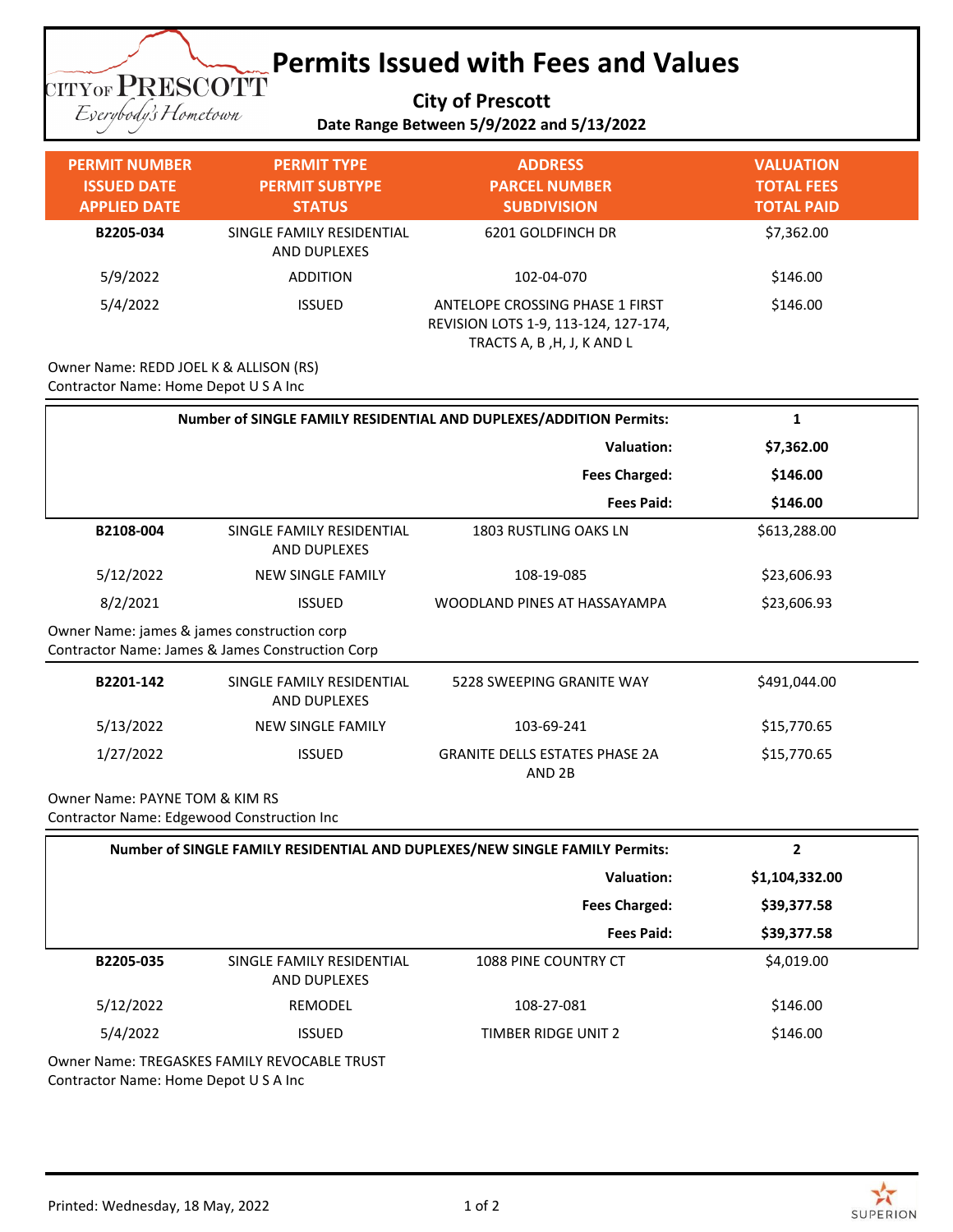# Permits Issued with Fees and Values

**City of Prescott**

**Date Range Between 5/9/2022 and 5/13/2022**

| PERMIT NUMBER<br>ISSUED DATE<br>APPLIED DATE | PERMIT TYPE<br>PERMIT SUBTYPE<br>STATUS | ADDRESS<br>PARCEL NUMBER<br>SUBDIVISION | VALUATION<br>TOTAL FEES<br>TOTAL PAID |
|---|---|---|---|
| **B2205-034** | SINGLE FAMILY RESIDENTIAL AND DUPLEXES | 6201 GOLDFINCH DR | $7,362.00 |
| 5/9/2022 | ADDITION | 102-04-070 | $146.00 |
| 5/4/2022 | ISSUED | ANTELOPE CROSSING PHASE 1 FIRST REVISION LOTS 1-9, 113-124, 127-174, TRACTS A, B ,H, J, K AND L | $146.00 |

Owner Name: REDD JOEL K & ALLISON (RS)
Contractor Name: Home Depot U S A Inc

| **Number of SINGLE FAMILY RESIDENTIAL AND DUPLEXES/ADDITION Permits:** | **1** |
|---|---|
| **Valuation:** | **$7,362.00** |
| **Fees Charged:** | **$146.00** |
| **Fees Paid:** | **$146.00** |

| PERMIT NUMBER<br>ISSUED DATE<br>APPLIED DATE | PERMIT TYPE<br>PERMIT SUBTYPE<br>STATUS | ADDRESS<br>PARCEL NUMBER<br>SUBDIVISION | VALUATION<br>TOTAL FEES<br>TOTAL PAID |
|---|---|---|---|
| **B2108-004** | SINGLE FAMILY RESIDENTIAL AND DUPLEXES | 1803 RUSTLING OAKS LN | $613,288.00 |
| 5/12/2022 | NEW SINGLE FAMILY | 108-19-085 | $23,606.93 |
| 8/2/2021 | ISSUED | WOODLAND PINES AT HASSAYAMPA | $23,606.93 |

Owner Name: james & james construction corp
Contractor Name: James & James Construction Corp

| PERMIT NUMBER<br>ISSUED DATE<br>APPLIED DATE | PERMIT TYPE<br>PERMIT SUBTYPE<br>STATUS | ADDRESS<br>PARCEL NUMBER<br>SUBDIVISION | VALUATION<br>TOTAL FEES<br>TOTAL PAID |
|---|---|---|---|
| **B2201-142** | SINGLE FAMILY RESIDENTIAL AND DUPLEXES | 5228 SWEEPING GRANITE WAY | $491,044.00 |
| 5/13/2022 | NEW SINGLE FAMILY | 103-69-241 | $15,770.65 |
| 1/27/2022 | ISSUED | GRANITE DELLS ESTATES PHASE 2A AND 2B | $15,770.65 |

Owner Name: PAYNE TOM & KIM RS
Contractor Name: Edgewood Construction Inc

| **Number of SINGLE FAMILY RESIDENTIAL AND DUPLEXES/NEW SINGLE FAMILY Permits:** | **2** |
|---|---|
| **Valuation:** | **$1,104,332.00** |
| **Fees Charged:** | **$39,377.58** |
| **Fees Paid:** | **$39,377.58** |

| PERMIT NUMBER<br>ISSUED DATE<br>APPLIED DATE | PERMIT TYPE<br>PERMIT SUBTYPE<br>STATUS | ADDRESS<br>PARCEL NUMBER<br>SUBDIVISION | VALUATION<br>TOTAL FEES<br>TOTAL PAID |
|---|---|---|---|
| **B2205-035** | SINGLE FAMILY RESIDENTIAL AND DUPLEXES | 1088 PINE COUNTRY CT | $4,019.00 |
| 5/12/2022 | REMODEL | 108-27-081 | $146.00 |
| 5/4/2022 | ISSUED | TIMBER RIDGE UNIT 2 | $146.00 |

Owner Name: TREGASKES FAMILY REVOCABLE TRUST
Contractor Name: Home Depot U S A Inc

Printed: Wednesday, 18 May, 2022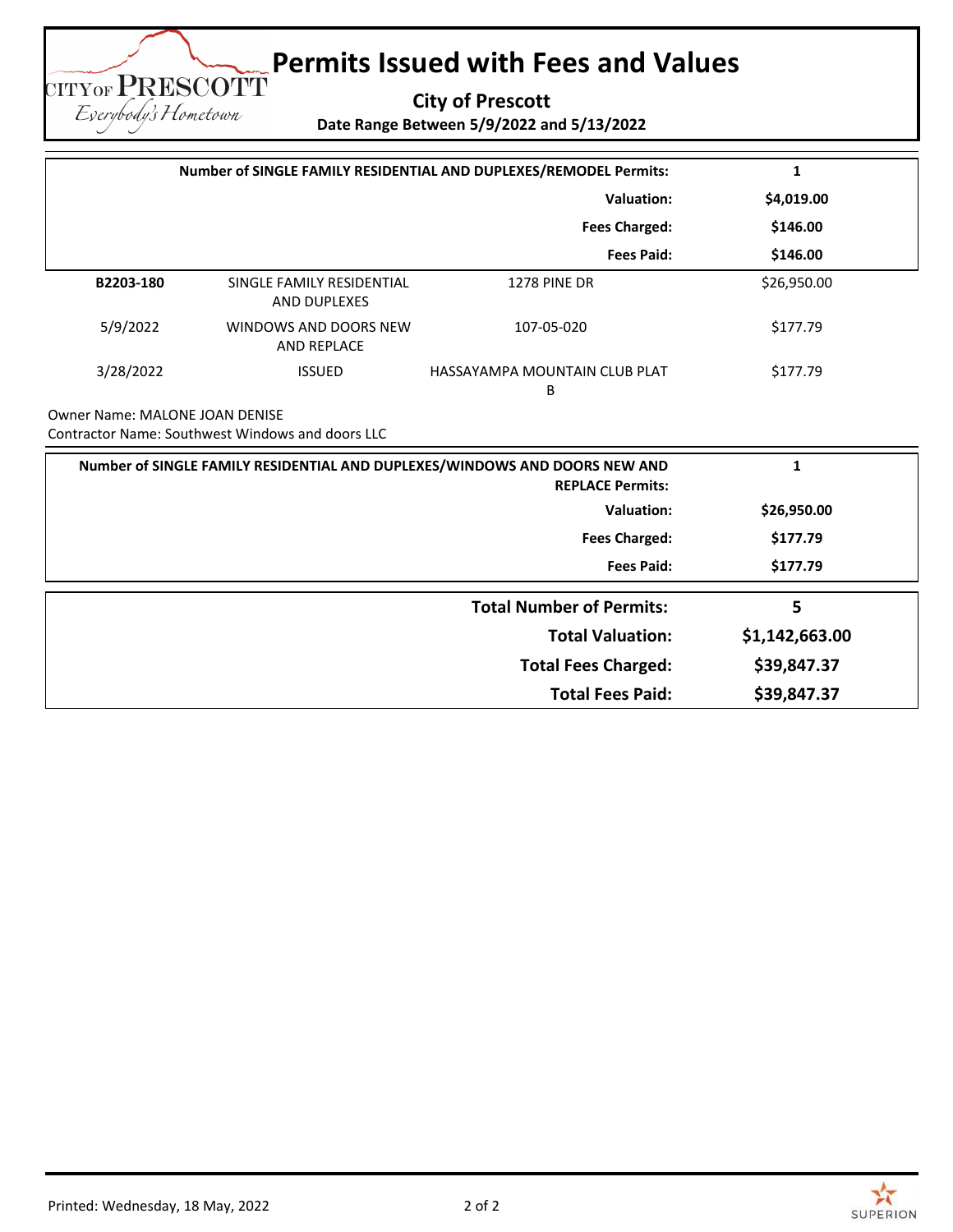# Permits Issued with Fees and Values

**City of Prescott**

**Date Range Between 5/9/2022 and 5/13/2022**

| | |
|---|---|
| **Number of SINGLE FAMILY RESIDENTIAL AND DUPLEXES/REMODEL Permits:** | **1** |
| **Valuation:** | **$4,019.00** |
| **Fees Charged:** | **$146.00** |
| **Fees Paid:** | **$146.00** |

| | | | |
|---|---|---|---|
| **B2203-180** | SINGLE FAMILY RESIDENTIAL AND DUPLEXES | 1278 PINE DR | $26,950.00 |
| 5/9/2022 | WINDOWS AND DOORS NEW AND REPLACE | 107-05-020 | $177.79 |
| 3/28/2022 | ISSUED | HASSAYAMPA MOUNTAIN CLUB PLAT B | $177.79 |

Owner Name: MALONE JOAN DENISE
Contractor Name: Southwest Windows and doors LLC

| | |
|---|---|
| **Number of SINGLE FAMILY RESIDENTIAL AND DUPLEXES/WINDOWS AND DOORS NEW AND REPLACE Permits:** | **1** |
| **Valuation:** | **$26,950.00** |
| **Fees Charged:** | **$177.79** |
| **Fees Paid:** | **$177.79** |

| | |
|---|---|
| **Total Number of Permits:** | **5** |
| **Total Valuation:** | **$1,142,663.00** |
| **Total Fees Charged:** | **$39,847.37** |
| **Total Fees Paid:** | **$39,847.37** |

Printed: Wednesday, 18 May, 2022